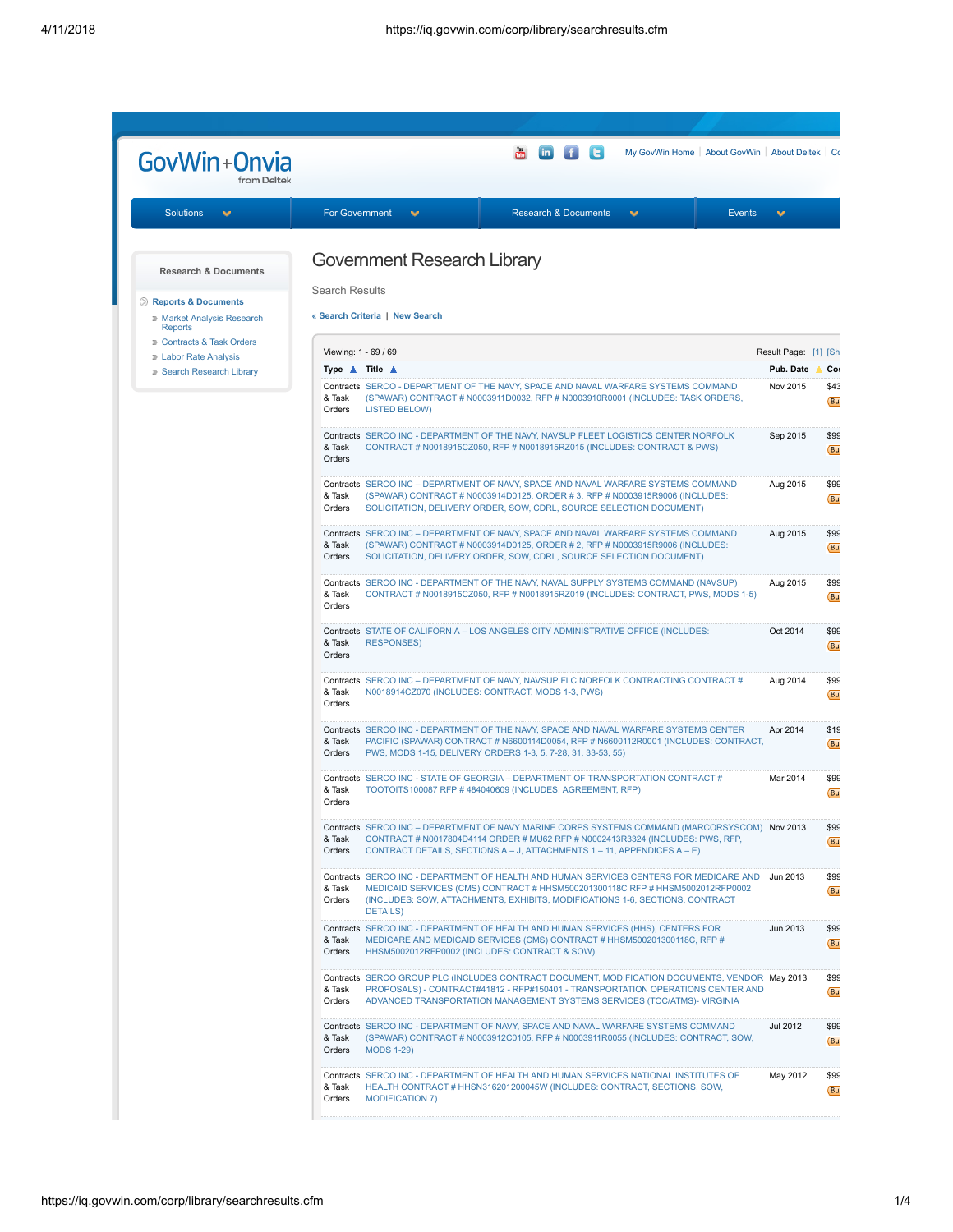GovWin+Onvia
from Deltek

My GovWin Home | About GovWin | About Deltek | Co

Solutions | For Government | Research & Documents | Events

**Research & Documents**

- Reports & Documents
  - Market Analysis Research Reports
  - Contracts & Task Orders
  - Labor Rate Analysis
  - Search Research Library

# Government Research Library

Search Results

« Search Criteria | New Search

Viewing: 1 - 69 / 69 — Result Page: [1] [Sh

| Type | Title | Pub. Date | Cos |
|---|---|---|---|
| Contracts & Task Orders | SERCO - DEPARTMENT OF THE NAVY, SPACE AND NAVAL WARFARE SYSTEMS COMMAND (SPAWAR) CONTRACT # N0003911D0032, RFP # N0003910R0001 (INCLUDES: TASK ORDERS, LISTED BELOW) | Nov 2015 | $43 |
| Contracts & Task Orders | SERCO INC - DEPARTMENT OF THE NAVY, NAVSUP FLEET LOGISTICS CENTER NORFOLK CONTRACT # N0018915CZ050, RFP # N0018915RZ015 (INCLUDES: CONTRACT & PWS) | Sep 2015 | $99 |
| Contracts & Task Orders | SERCO INC – DEPARTMENT OF NAVY, SPACE AND NAVAL WARFARE SYSTEMS COMMAND (SPAWAR) CONTRACT # N0003914D0125, ORDER # 3, RFP # N0003915R9006 (INCLUDES: SOLICITATION, DELIVERY ORDER, SOW, CDRL, SOURCE SELECTION DOCUMENT) | Aug 2015 | $99 |
| Contracts & Task Orders | SERCO INC – DEPARTMENT OF NAVY, SPACE AND NAVAL WARFARE SYSTEMS COMMAND (SPAWAR) CONTRACT # N0003914D0125, ORDER # 2, RFP # N0003915R9006 (INCLUDES: SOLICITATION, DELIVERY ORDER, SOW, CDRL, SOURCE SELECTION DOCUMENT) | Aug 2015 | $99 |
| Contracts & Task Orders | SERCO INC - DEPARTMENT OF THE NAVY, NAVAL SUPPLY SYSTEMS COMMAND (NAVSUP) CONTRACT # N0018915CZ050, RFP # N0018915RZ019 (INCLUDES: CONTRACT, PWS, MODS 1-5) | Aug 2015 | $99 |
| Contracts & Task Orders | STATE OF CALIFORNIA – LOS ANGELES CITY ADMINISTRATIVE OFFICE (INCLUDES: RESPONSES) | Oct 2014 | $99 |
| Contracts & Task Orders | SERCO INC – DEPARTMENT OF NAVY, NAVSUP FLC NORFOLK CONTRACTING CONTRACT # N0018914CZ070 (INCLUDES: CONTRACT, MODS 1-3, PWS) | Aug 2014 | $99 |
| Contracts & Task Orders | SERCO INC - DEPARTMENT OF THE NAVY, SPACE AND NAVAL WARFARE SYSTEMS CENTER PACIFIC (SPAWAR) CONTRACT # N6600114D0054, RFP # N6600112R0001 (INCLUDES: CONTRACT, PWS, MODS 1-15, DELIVERY ORDERS 1-3, 5, 7-28, 31, 33-53, 55) | Apr 2014 | $19 |
| Contracts & Task Orders | SERCO INC - STATE OF GEORGIA – DEPARTMENT OF TRANSPORTATION CONTRACT # TOOTOITS100087 RFP # 484040609 (INCLUDES: AGREEMENT, RFP) | Mar 2014 | $99 |
| Contracts & Task Orders | SERCO INC – DEPARTMENT OF NAVY MARINE CORPS SYSTEMS COMMAND (MARCORSYSCOM) CONTRACT # N0017804D4114 ORDER # MU62 RFP # N0002413R3324 (INCLUDES: PWS, RFP, CONTRACT DETAILS, SECTIONS A – J, ATTACHMENTS 1 – 11, APPENDICES A – E) | Nov 2013 | $99 |
| Contracts & Task Orders | SERCO INC - DEPARTMENT OF HEALTH AND HUMAN SERVICES CENTERS FOR MEDICARE AND MEDICAID SERVICES (CMS) CONTRACT # HHSM500201300118C RFP # HHSM5002012RFP0002 (INCLUDES: SOW, ATTACHMENTS, EXHIBITS, MODIFICATIONS 1-6, SECTIONS, CONTRACT DETAILS) | Jun 2013 | $99 |
| Contracts & Task Orders | SERCO INC - DEPARTMENT OF HEALTH AND HUMAN SERVICES (HHS), CENTERS FOR MEDICARE AND MEDICAID SERVICES (CMS) CONTRACT # HHSM500201300118C, RFP # HHSM5002012RFP0002 (INCLUDES: CONTRACT & SOW) | Jun 2013 | $99 |
| Contracts & Task Orders | SERCO GROUP PLC (INCLUDES CONTRACT DOCUMENT, MODIFICATION DOCUMENTS, VENDOR PROPOSALS) - CONTRACT#41812 - RFP#150401 - TRANSPORTATION OPERATIONS CENTER AND ADVANCED TRANSPORTATION MANAGEMENT SYSTEMS SERVICES (TOC/ATMS)- VIRGINIA | May 2013 | $99 |
| Contracts & Task Orders | SERCO INC - DEPARTMENT OF NAVY, SPACE AND NAVAL WARFARE SYSTEMS COMMAND (SPAWAR) CONTRACT # N0003912C0105, RFP # N0003911R0055 (INCLUDES: CONTRACT, SOW, MODS 1-29) | Jul 2012 | $99 |
| Contracts & Task Orders | SERCO INC - DEPARTMENT OF HEALTH AND HUMAN SERVICES NATIONAL INSTITUTES OF HEALTH CONTRACT # HHSN316201200045W (INCLUDES: CONTRACT, SECTIONS, SOW, MODIFICATION 7) | May 2012 | $99 |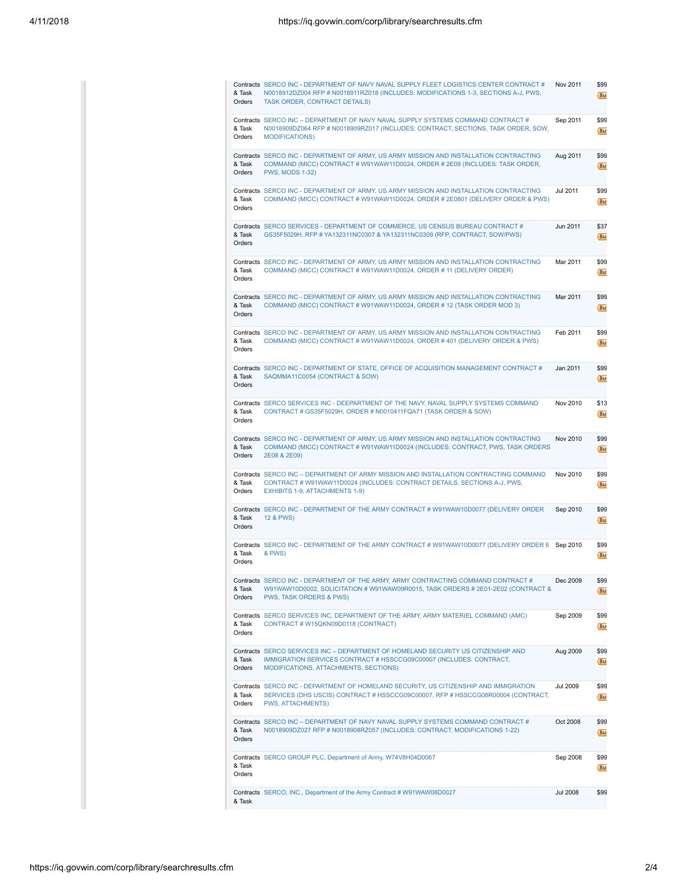| | | | |
|---|---|---|---|
| Contracts & Task Orders | SERCO INC - DEPARTMENT OF NAVY NAVAL SUPPLY FLEET LOGISTICS CENTER CONTRACT # N0018912DZ004 RFP # N0018911RZ018 (INCLUDES: MODIFICATIONS 1-3, SECTIONS A-J, PWS, TASK ORDER, CONTRACT DETAILS) | Nov 2011 | $99 Bu |
| Contracts & Task Orders | SERCO INC – DEPARTMENT OF NAVY NAVAL SUPPLY SYSTEMS COMMAND CONTRACT # N0018909DZ064 RFP # N0018909RZ017 (INCLUDES: CONTRACT, SECTIONS, TASK ORDER, SOW, MODIFICATIONS) | Sep 2011 | $99 Bu |
| Contracts & Task Orders | SERCO INC - DEPARTMENT OF ARMY, US ARMY MISSION AND INSTALLATION CONTRACTING COMMAND (MICC) CONTRACT # W91WAW11D0024, ORDER # 2E09 (INCLUDES: TASK ORDER, PWS, MODS 1-32) | Aug 2011 | $99 Bu |
| Contracts & Task Orders | SERCO INC - DEPARTMENT OF ARMY, US ARMY MISSION AND INSTALLATION CONTRACTING COMMAND (MICC) CONTRACT # W91WAW11D0024, ORDER # 2E0801 (DELIVERY ORDER & PWS) | Jul 2011 | $99 Bu |
| Contracts & Task Orders | SERCO SERVICES - DEPARTMENT OF COMMERCE, US CENSUS BUREAU CONTRACT # GS35F5029H, RFP # YA132311NC0307 & YA132311NC0309 (RFP, CONTRACT, SOW/PWS) | Jun 2011 | $37 Bu |
| Contracts & Task Orders | SERCO INC - DEPARTMENT OF ARMY, US ARMY MISSION AND INSTALLATION CONTRACTING COMMAND (MICC) CONTRACT # W91WAW11D0024, ORDER # 11 (DELIVERY ORDER) | Mar 2011 | $99 Bu |
| Contracts & Task Orders | SERCO INC - DEPARTMENT OF ARMY, US ARMY MISSION AND INSTALLATION CONTRACTING COMMAND (MICC) CONTRACT # W91WAW11D0024, ORDER # 12 (TASK ORDER MOD 3) | Mar 2011 | $99 Bu |
| Contracts & Task Orders | SERCO INC - DEPARTMENT OF ARMY, US ARMY MISSION AND INSTALLATION CONTRACTING COMMAND (MICC) CONTRACT # W91WAW11D0024, ORDER # 401 (DELIVERY ORDER & PWS) | Feb 2011 | $99 Bu |
| Contracts & Task Orders | SERCO INC - DEPARTMENT OF STATE, OFFICE OF ACQUISITION MANAGEMENT CONTRACT # SAQMMA11C0054 (CONTRACT & SOW) | Jan 2011 | $99 Bu |
| Contracts & Task Orders | SERCO SERVICES INC - DEEPARTMENT OF THE NAVY, NAVAL SUPPLY SYSTEMS COMMAND CONTRACT # GS35F5029H, ORDER # N0010411FQA71 (TASK ORDER & SOW) | Nov 2010 | $13 Bu |
| Contracts & Task Orders | SERCO INC - DEPARTMENT OF ARMY, US ARMY MISSION AND INSTALLATION CONTRACTING COMMAND (MICC) CONTRACT # W91WAW11D0024 (INCLUDES: CONTRACT, PWS, TASK ORDERS 2E08 & 2E09) | Nov 2010 | $99 Bu |
| Contracts & Task Orders | SERCO INC – DEPARTMENT OF ARMY MISSION AND INSTALLATION CONTRACTING COMMAND CONTRACT # W91WAW11D0024 (INCLUDES: CONTRACT DETAILS, SECTIONS A-J, PWS, EXHIBITS 1-9, ATTACHMENTS 1-9) | Nov 2010 | $99 Bu |
| Contracts & Task Orders | SERCO INC - DEPARTMENT OF THE ARMY CONTRACT # W91WAW10D0077 (DELIVERY ORDER 12 & PWS) | Sep 2010 | $99 Bu |
| Contracts & Task Orders | SERCO INC - DEPARTMENT OF THE ARMY CONTRACT # W91WAW10D0077 (DELIVERY ORDER 6 & PWS) | Sep 2010 | $99 Bu |
| Contracts & Task Orders | SERCO INC - DEPARTMENT OF THE ARMY, ARMY CONTRACTING COMMAND CONTRACT # W91WAW10D0002, SOLICITATION # W91WAW09R0015, TASK ORDERS # 2E01-2E02 (CONTRACT & PWS, TASK ORDERS & PWS) | Dec 2009 | $99 Bu |
| Contracts & Task Orders | SERCO SERVICES INC, DEPARTMENT OF THE ARMY, ARMY MATERIEL COMMAND (AMC) CONTRACT # W15QKN09D0118 (CONTRACT) | Sep 2009 | $99 Bu |
| Contracts & Task Orders | SERCO SERVICES INC – DEPARTMENT OF HOMELAND SECURITY US CITIZENSHIP AND IMMIGRATION SERVICES CONTRACT # HSSCCG09C00007 (INCLUDES: CONTRACT, MODIFICATIONS, ATTACHMENTS, SECTIONS) | Aug 2009 | $99 Bu |
| Contracts & Task Orders | SERCO INC - DEPARTMENT OF HOMELAND SECURITY, US CITIZENSHIP AND IMMIGRATION SERVICES (DHS USCIS) CONTRACT # HSSCCG09C00007, RFP # HSSCCG08R00004 (CONTRACT, PWS, ATTACHMENTS) | Jul 2009 | $99 Bu |
| Contracts & Task Orders | SERCO INC – DEPARTMENT OF NAVY NAVAL SUPPLY SYSTEMS COMMAND CONTRACT # N0018909DZ027 RFP # N0018908RZ057 (INCLUDES: CONTRACT, MODIFICATIONS 1-22) | Oct 2008 | $99 Bu |
| Contracts & Task Orders | SERCO GROUP PLC, Department of Army, W74V8H04D0067 | Sep 2008 | $99 Bu |
| Contracts & Task | SERCO, INC., Department of the Army Contract # W91WAW08D0027 | Jul 2008 | $99 |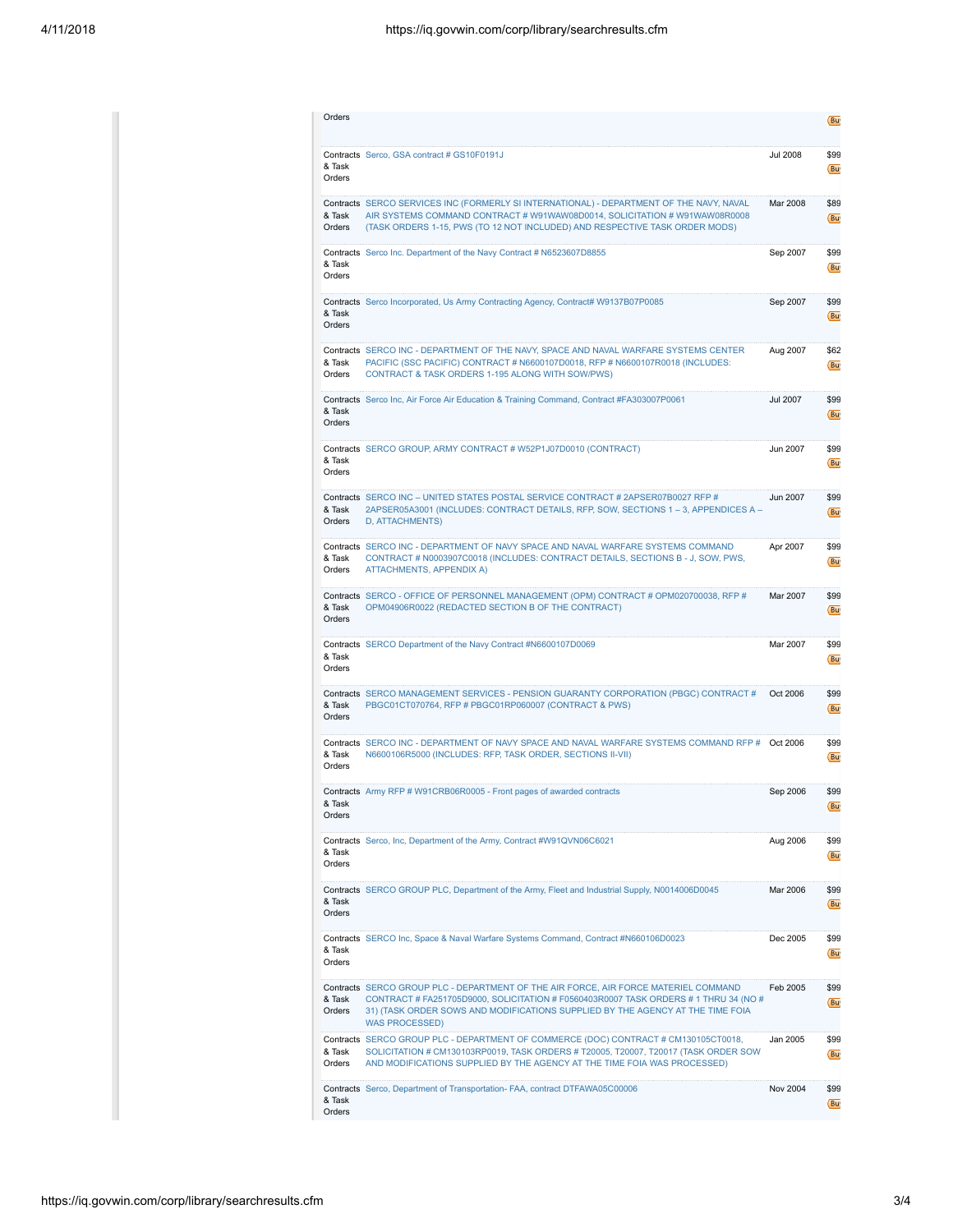| | | | |
|---|---|---|---|
| Orders | | | Bu |
| Contracts & Task Orders | Serco, GSA contract # GS10F0191J | Jul 2008 | $99 Bu |
| Contracts & Task Orders | SERCO SERVICES INC (FORMERLY SI INTERNATIONAL) - DEPARTMENT OF THE NAVY, NAVAL AIR SYSTEMS COMMAND CONTRACT # W91WAW08D0014, SOLICITATION # W91WAW08R0008 (TASK ORDERS 1-15, PWS (TO 12 NOT INCLUDED) AND RESPECTIVE TASK ORDER MODS) | Mar 2008 | $89 Bu |
| Contracts & Task Orders | Serco Inc. Department of the Navy Contract # N6523607D8855 | Sep 2007 | $99 Bu |
| Contracts & Task Orders | Serco Incorporated, Us Army Contracting Agency, Contract# W9137B07P0085 | Sep 2007 | $99 Bu |
| Contracts & Task Orders | SERCO INC - DEPARTMENT OF THE NAVY, SPACE AND NAVAL WARFARE SYSTEMS CENTER PACIFIC (SSC PACIFIC) CONTRACT # N6600107D0018, RFP # N6600107R0018 (INCLUDES: CONTRACT & TASK ORDERS 1-195 ALONG WITH SOW/PWS) | Aug 2007 | $62 Bu |
| Contracts & Task Orders | Serco Inc, Air Force Air Education & Training Command, Contract #FA303007P0061 | Jul 2007 | $99 Bu |
| Contracts & Task Orders | SERCO GROUP, ARMY CONTRACT # W52P1J07D0010 (CONTRACT) | Jun 2007 | $99 Bu |
| Contracts & Task Orders | SERCO INC – UNITED STATES POSTAL SERVICE CONTRACT # 2APSER07B0027 RFP # 2APSER05A3001 (INCLUDES: CONTRACT DETAILS, RFP, SOW, SECTIONS 1 – 3, APPENDICES A – D, ATTACHMENTS) | Jun 2007 | $99 Bu |
| Contracts & Task Orders | SERCO INC - DEPARTMENT OF NAVY SPACE AND NAVAL WARFARE SYSTEMS COMMAND CONTRACT # N0003907C0018 (INCLUDES: CONTRACT DETAILS, SECTIONS B - J, SOW, PWS, ATTACHMENTS, APPENDIX A) | Apr 2007 | $99 Bu |
| Contracts & Task Orders | SERCO - OFFICE OF PERSONNEL MANAGEMENT (OPM) CONTRACT # OPM020700038, RFP # OPM04906R0022 (REDACTED SECTION B OF THE CONTRACT) | Mar 2007 | $99 Bu |
| Contracts & Task Orders | SERCO Department of the Navy Contract #N6600107D0069 | Mar 2007 | $99 Bu |
| Contracts & Task Orders | SERCO MANAGEMENT SERVICES - PENSION GUARANTY CORPORATION (PBGC) CONTRACT # PBGC01CT070764, RFP # PBGC01RP060007 (CONTRACT & PWS) | Oct 2006 | $99 Bu |
| Contracts & Task Orders | SERCO INC - DEPARTMENT OF NAVY SPACE AND NAVAL WARFARE SYSTEMS COMMAND RFP # N6600106R5000 (INCLUDES: RFP, TASK ORDER, SECTIONS II-VII) | Oct 2006 | $99 Bu |
| Contracts & Task Orders | Army RFP # W91CRB06R0005 - Front pages of awarded contracts | Sep 2006 | $99 Bu |
| Contracts & Task Orders | Serco, Inc, Department of the Army, Contract #W91QVN06C6021 | Aug 2006 | $99 Bu |
| Contracts & Task Orders | SERCO GROUP PLC, Department of the Army, Fleet and Industrial Supply, N0014006D0045 | Mar 2006 | $99 Bu |
| Contracts & Task Orders | SERCO Inc, Space & Naval Warfare Systems Command, Contract #N660106D0023 | Dec 2005 | $99 Bu |
| Contracts & Task Orders | SERCO GROUP PLC - DEPARTMENT OF THE AIR FORCE, AIR FORCE MATERIEL COMMAND CONTRACT # FA251705D9000, SOLICITATION # F0560403R0007 TASK ORDERS # 1 THRU 34 (NO # 31) (TASK ORDER SOWS AND MODIFICATIONS SUPPLIED BY THE AGENCY AT THE TIME FOIA WAS PROCESSED) | Feb 2005 | $99 Bu |
| Contracts & Task Orders | SERCO GROUP PLC - DEPARTMENT OF COMMERCE (DOC) CONTRACT # CM130105CT0018, SOLICITATION # CM130103RP0019, TASK ORDERS # T20005, T20007, T20017 (TASK ORDER SOW AND MODIFICATIONS SUPPLIED BY THE AGENCY AT THE TIME FOIA WAS PROCESSED) | Jan 2005 | $99 Bu |
| Contracts & Task Orders | Serco, Department of Transportation- FAA, contract DTFAWA05C00006 | Nov 2004 | $99 Bu |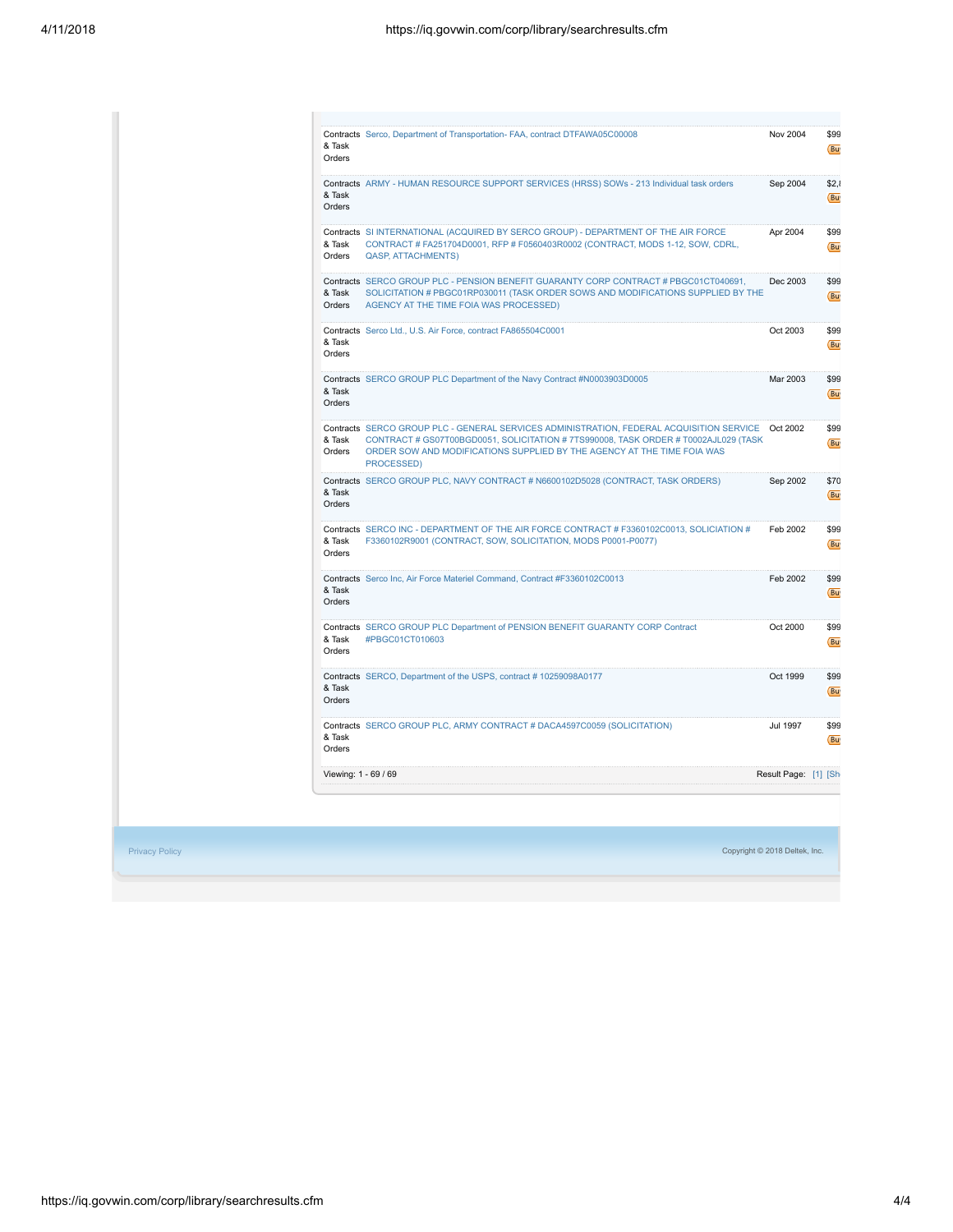| | | | |
|---|---|---|---|
| Contracts & Task Orders | Serco, Department of Transportation- FAA, contract DTFAWA05C00008 | Nov 2004 | $99 Bu |
| Contracts & Task Orders | ARMY - HUMAN RESOURCE SUPPORT SERVICES (HRSS) SOWs - 213 Individual task orders | Sep 2004 | $2,( Bu |
| Contracts & Task Orders | SI INTERNATIONAL (ACQUIRED BY SERCO GROUP) - DEPARTMENT OF THE AIR FORCE CONTRACT # FA251704D0001, RFP # F0560403R0002 (CONTRACT, MODS 1-12, SOW, CDRL, QASP, ATTACHMENTS) | Apr 2004 | $99 Bu |
| Contracts & Task Orders | SERCO GROUP PLC - PENSION BENEFIT GUARANTY CORP CONTRACT # PBGC01CT040691, SOLICITATION # PBGC01RP030011 (TASK ORDER SOWS AND MODIFICATIONS SUPPLIED BY THE AGENCY AT THE TIME FOIA WAS PROCESSED) | Dec 2003 | $99 Bu |
| Contracts & Task Orders | Serco Ltd., U.S. Air Force, contract FA865504C0001 | Oct 2003 | $99 Bu |
| Contracts & Task Orders | SERCO GROUP PLC Department of the Navy Contract #N0003903D0005 | Mar 2003 | $99 Bu |
| Contracts & Task Orders | SERCO GROUP PLC - GENERAL SERVICES ADMINISTRATION, FEDERAL ACQUISITION SERVICE CONTRACT # GS07T00BGD0051, SOLICITATION # 7TS990008, TASK ORDER # T0002AJL029 (TASK ORDER SOW AND MODIFICATIONS SUPPLIED BY THE AGENCY AT THE TIME FOIA WAS PROCESSED) | Oct 2002 | $99 Bu |
| Contracts & Task Orders | SERCO GROUP PLC, NAVY CONTRACT # N6600102D5028 (CONTRACT, TASK ORDERS) | Sep 2002 | $70 Bu |
| Contracts & Task Orders | SERCO INC - DEPARTMENT OF THE AIR FORCE CONTRACT # F3360102C0013, SOLICIATION # F3360102R9001 (CONTRACT, SOW, SOLICITATION, MODS P0001-P0077) | Feb 2002 | $99 Bu |
| Contracts & Task Orders | Serco Inc, Air Force Materiel Command, Contract #F3360102C0013 | Feb 2002 | $99 Bu |
| Contracts & Task Orders | SERCO GROUP PLC Department of PENSION BENEFIT GUARANTY CORP Contract #PBGC01CT010603 | Oct 2000 | $99 Bu |
| Contracts & Task Orders | SERCO, Department of the USPS, contract # 10259098A0177 | Oct 1999 | $99 Bu |
| Contracts & Task Orders | SERCO GROUP PLC, ARMY CONTRACT # DACA4597C0059 (SOLICITATION) | Jul 1997 | $99 Bu |

Viewing: 1 - 69 / 69 Result Page: [1] [Sh

Privacy Policy

Copyright © 2018 Deltek, Inc.